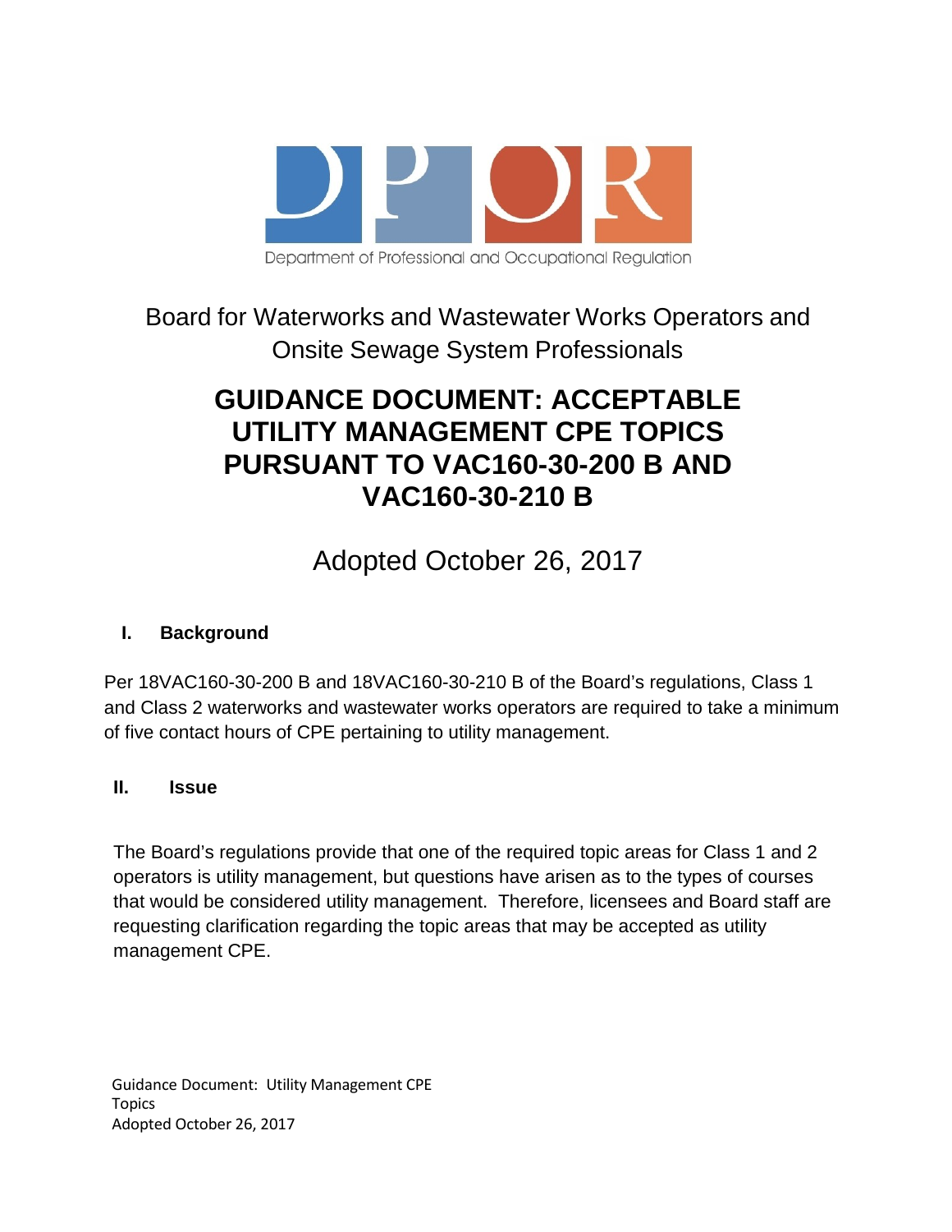Department of Professional and Occupational Regulation

Board for Waterworks and Wastewater Works Operators and Onsite Sewage System Professionals

# GUIDANCE DOCUMENT: ACCEPTABLE UTILITY MANAGEMENT CPE TOPICS PURSUANT TO VAC160-30-200 B AND VAC160-30-210 B

Adopted October 26, 2017

## I. Background

Per 18VAC160-30-200 B and 18VAC160-30-210 B of the Board's regulations, Class 1 and Class 2 waterworks and wastewater works operators are required to take a minimum of five contact hours of CPE pertaining to utility management.

## II. Issue

The Board's regulations provide that one of the required topic areas for Class 1 and 2 operators is utility management, but questions have arisen as to the types of courses that would be considered utility management. Therefore, licensees and Board staff are requesting clarification regarding the topic areas that may be accepted as utility management CPE.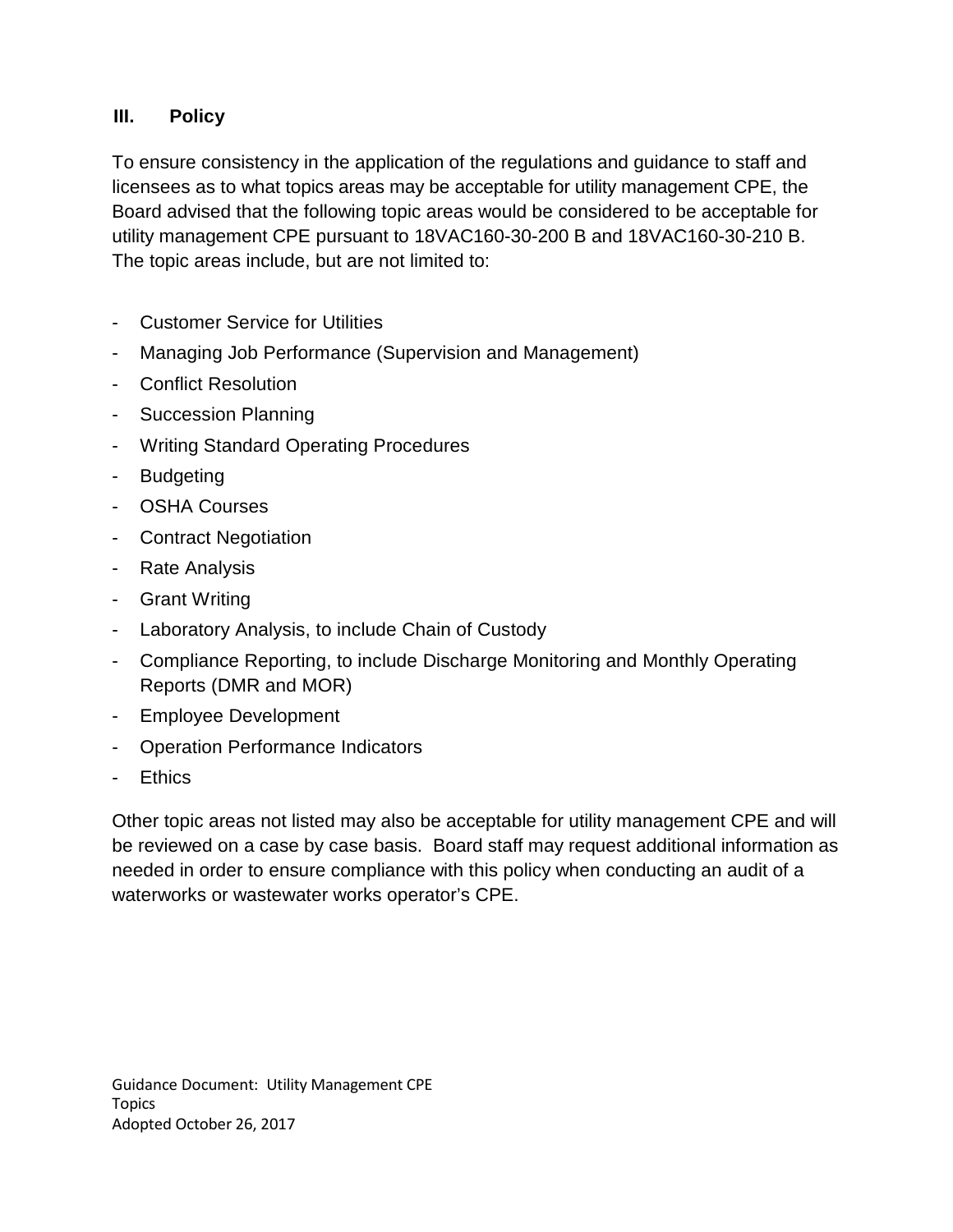## III. Policy

To ensure consistency in the application of the regulations and guidance to staff and licensees as to what topics areas may be acceptable for utility management CPE, the Board advised that the following topic areas would be considered to be acceptable for utility management CPE pursuant to 18VAC160-30-200 B and 18VAC160-30-210 B. The topic areas include, but are not limited to:

- Customer Service for Utilities
- Managing Job Performance (Supervision and Management)
- Conflict Resolution
- Succession Planning
- Writing Standard Operating Procedures
- Budgeting
- OSHA Courses
- Contract Negotiation
- Rate Analysis
- Grant Writing
- Laboratory Analysis, to include Chain of Custody
- Compliance Reporting, to include Discharge Monitoring and Monthly Operating Reports (DMR and MOR)
- Employee Development
- Operation Performance Indicators
- Ethics

Other topic areas not listed may also be acceptable for utility management CPE and will be reviewed on a case by case basis. Board staff may request additional information as needed in order to ensure compliance with this policy when conducting an audit of a waterworks or wastewater works operator's CPE.